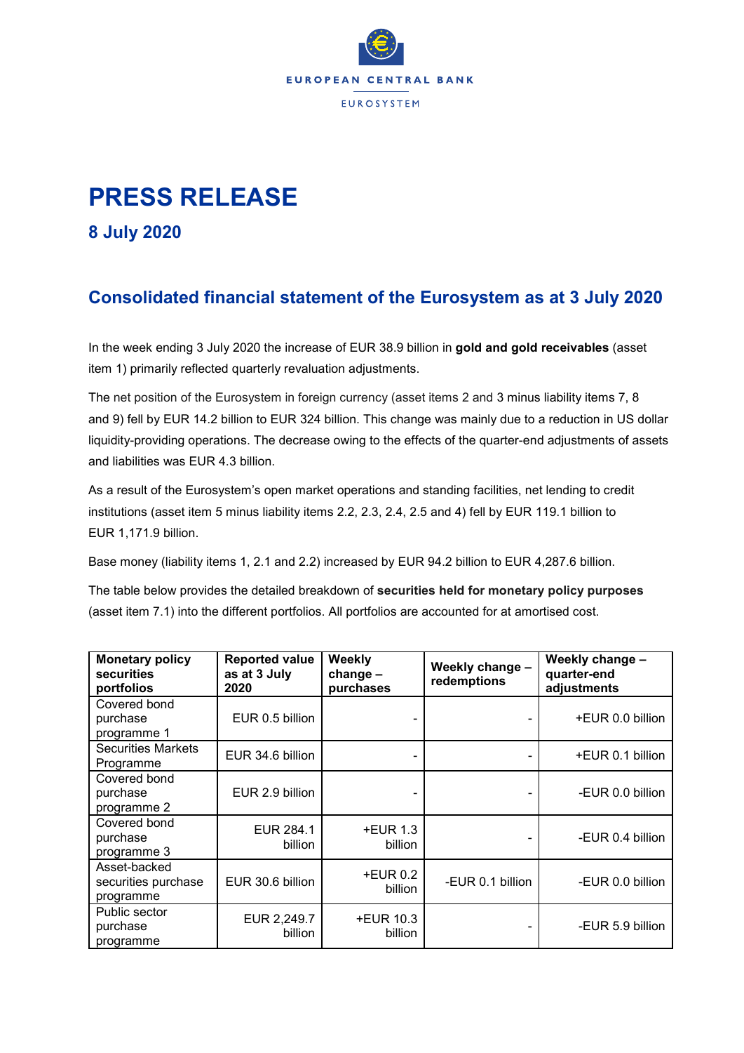# PRESS RELEASE

## 8 July 2020

## Consolidated financial statement of the Eurosystem as at 3 July 2020

In the week ending 3 July 2020 the increase of EUR 38.9 billion in **gold and gold receivables** (asset item 1) primarily reflected quarterly revaluation adjustments.

The net position of the Eurosystem in foreign currency (asset items 2 and 3 minus liability items 7, 8 and 9) fell by EUR 14.2 billion to EUR 324 billion. This change was mainly due to a reduction in US dollar liquidity-providing operations. The decrease owing to the effects of the quarter-end adjustments of assets and liabilities was EUR 4.3 billion.

As a result of the Eurosystem's open market operations and standing facilities, net lending to credit institutions (asset item 5 minus liability items 2.2, 2.3, 2.4, 2.5 and 4) fell by EUR 119.1 billion to EUR 1,171.9 billion.

Base money (liability items 1, 2.1 and 2.2) increased by EUR 94.2 billion to EUR 4,287.6 billion.

The table below provides the detailed breakdown of **securities held for monetary policy purposes** (asset item 7.1) into the different portfolios. All portfolios are accounted for at amortised cost.

| Monetary policy securities portfolios | Reported value as at 3 July 2020 | Weekly change – purchases | Weekly change – redemptions | Weekly change – quarter-end adjustments |
|---|---|---|---|---|
| Covered bond purchase programme 1 | EUR 0.5 billion | - | - | +EUR 0.0 billion |
| Securities Markets Programme | EUR 34.6 billion | - | - | +EUR 0.1 billion |
| Covered bond purchase programme 2 | EUR 2.9 billion | - | - | -EUR 0.0 billion |
| Covered bond purchase programme 3 | EUR 284.1 billion | +EUR 1.3 billion | - | -EUR 0.4 billion |
| Asset-backed securities purchase programme | EUR 30.6 billion | +EUR 0.2 billion | -EUR 0.1 billion | -EUR 0.0 billion |
| Public sector purchase programme | EUR 2,249.7 billion | +EUR 10.3 billion | - | -EUR 5.9 billion |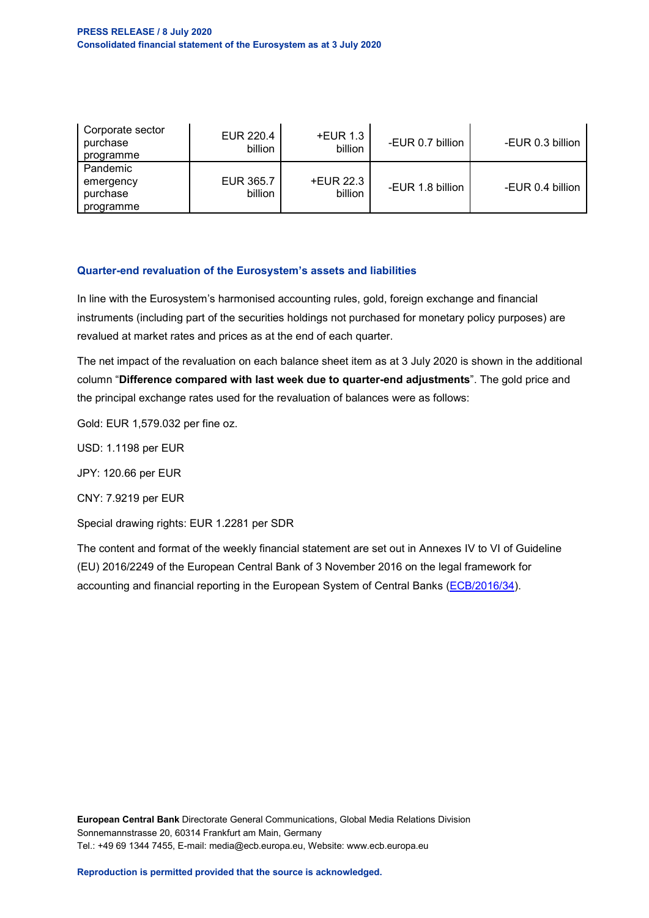| | | | | |
|---|---|---|---|---|
| Corporate sector purchase programme | EUR 220.4 billion | +EUR 1.3 billion | -EUR 0.7 billion | -EUR 0.3 billion |
| Pandemic emergency purchase programme | EUR 365.7 billion | +EUR 22.3 billion | -EUR 1.8 billion | -EUR 0.4 billion |

### Quarter-end revaluation of the Eurosystem's assets and liabilities

In line with the Eurosystem's harmonised accounting rules, gold, foreign exchange and financial instruments (including part of the securities holdings not purchased for monetary policy purposes) are revalued at market rates and prices as at the end of each quarter.

The net impact of the revaluation on each balance sheet item as at 3 July 2020 is shown in the additional column "**Difference compared with last week due to quarter-end adjustments**". The gold price and the principal exchange rates used for the revaluation of balances were as follows:

Gold: EUR 1,579.032 per fine oz.

USD: 1.1198 per EUR

JPY: 120.66 per EUR

CNY: 7.9219 per EUR

Special drawing rights: EUR 1.2281 per SDR

The content and format of the weekly financial statement are set out in Annexes IV to VI of Guideline (EU) 2016/2249 of the European Central Bank of 3 November 2016 on the legal framework for accounting and financial reporting in the European System of Central Banks (ECB/2016/34).

**European Central Bank** Directorate General Communications, Global Media Relations Division
Sonnemannstrasse 20, 60314 Frankfurt am Main, Germany
Tel.: +49 69 1344 7455, E-mail: media@ecb.europa.eu, Website: www.ecb.europa.eu

**Reproduction is permitted provided that the source is acknowledged.**